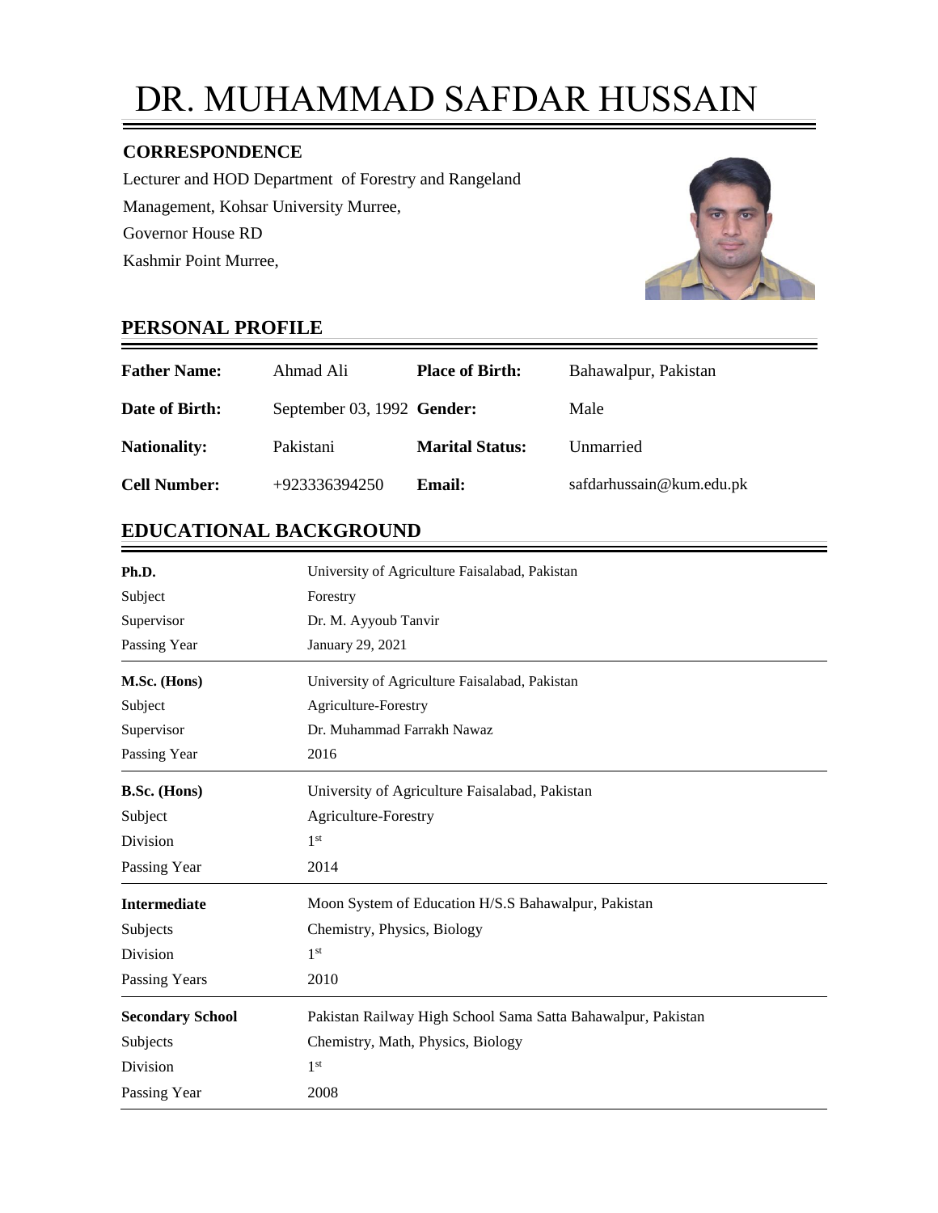# DR. MUHAMMAD SAFDAR HUSSAIN

### CORRESPONDENCE

Lecturer and HOD Department of Forestry and Rangeland Management, Kohsar University Murree,
Governor House RD
Kashmir Point Murree,

## PERSONAL PROFILE

| | | | |
|---|---|---|---|
| **Father Name:** | Ahmad Ali | **Place of Birth:** | Bahawalpur, Pakistan |
| **Date of Birth:** | September 03, 1992 | **Gender:** | Male |
| **Nationality:** | Pakistani | **Marital Status:** | Unmarried |
| **Cell Number:** | +923336394250 | **Email:** | safdarhussain@kum.edu.pk |

## EDUCATIONAL BACKGROUND

| | |
|---|---|
| **Ph.D.** | University of Agriculture Faisalabad, Pakistan |
| Subject | Forestry |
| Supervisor | Dr. M. Ayyoub Tanvir |
| Passing Year | January 29, 2021 |
| **M.Sc. (Hons)** | University of Agriculture Faisalabad, Pakistan |
| Subject | Agriculture-Forestry |
| Supervisor | Dr. Muhammad Farrakh Nawaz |
| Passing Year | 2016 |
| **B.Sc. (Hons)** | University of Agriculture Faisalabad, Pakistan |
| Subject | Agriculture-Forestry |
| Division | 1st |
| Passing Year | 2014 |
| **Intermediate** | Moon System of Education H/S.S Bahawalpur, Pakistan |
| Subjects | Chemistry, Physics, Biology |
| Division | 1st |
| Passing Years | 2010 |
| **Secondary School** | Pakistan Railway High School Sama Satta Bahawalpur, Pakistan |
| Subjects | Chemistry, Math, Physics, Biology |
| Division | 1st |
| Passing Year | 2008 |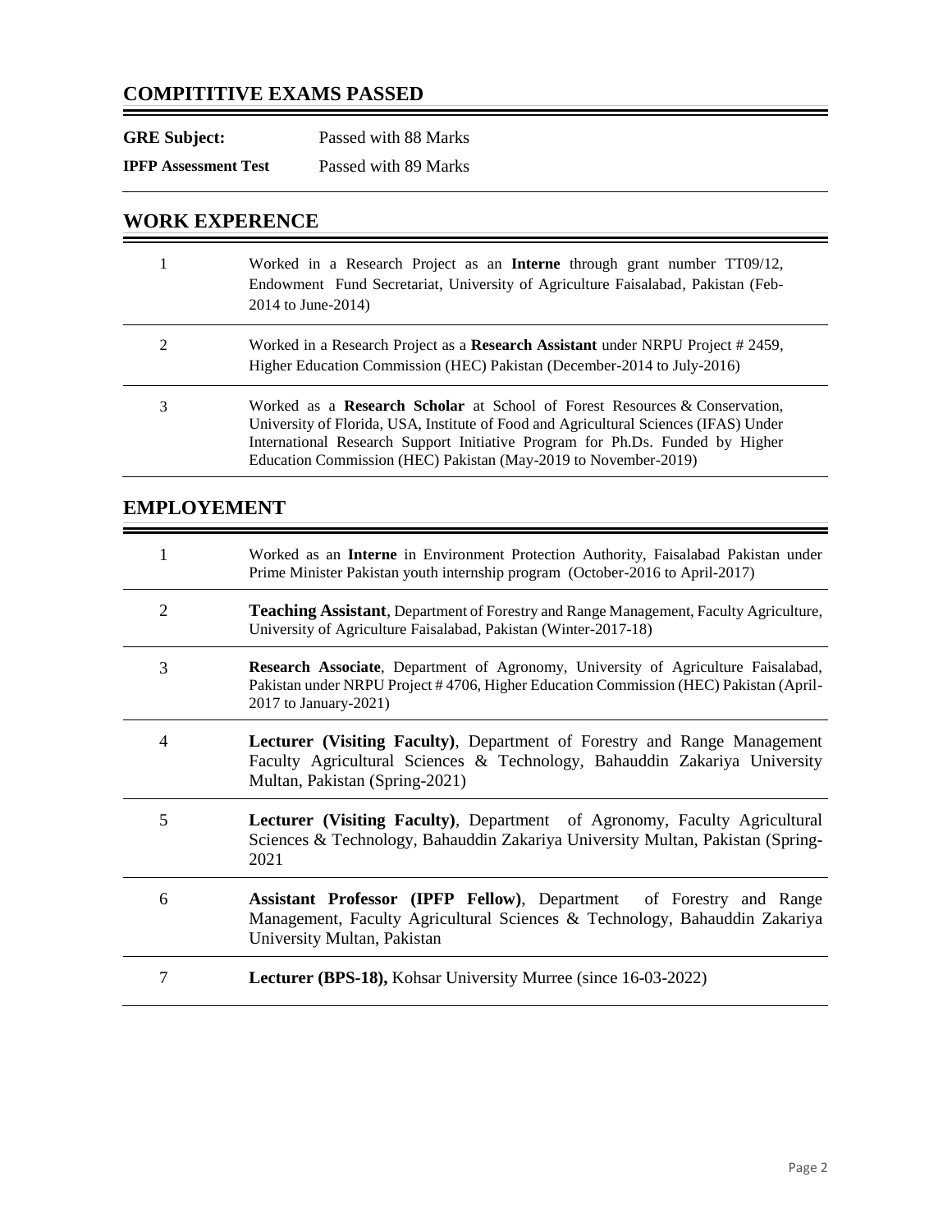## COMPITITIVE EXAMS PASSED

| | |
|---|---|
| **GRE Subject:** | Passed with 88 Marks |
| **IPFP Assessment Test** | Passed with 89 Marks |

## WORK EXPERENCE

| | |
|---|---|
| 1 | Worked in a Research Project as an **Interne** through grant number TT09/12, Endowment Fund Secretariat, University of Agriculture Faisalabad, Pakistan (Feb-2014 to June-2014) |
| 2 | Worked in a Research Project as a **Research Assistant** under NRPU Project # 2459, Higher Education Commission (HEC) Pakistan (December-2014 to July-2016) |
| 3 | Worked as a **Research Scholar** at School of Forest Resources & Conservation, University of Florida, USA, Institute of Food and Agricultural Sciences (IFAS) Under International Research Support Initiative Program for Ph.Ds. Funded by Higher Education Commission (HEC) Pakistan (May-2019 to November-2019) |

## EMPLOYEMENT

| | |
|---|---|
| 1 | Worked as an **Interne** in Environment Protection Authority, Faisalabad Pakistan under Prime Minister Pakistan youth internship program (October-2016 to April-2017) |
| 2 | **Teaching Assistant**, Department of Forestry and Range Management, Faculty Agriculture, University of Agriculture Faisalabad, Pakistan (Winter-2017-18) |
| 3 | **Research Associate**, Department of Agronomy, University of Agriculture Faisalabad, Pakistan under NRPU Project # 4706, Higher Education Commission (HEC) Pakistan (April-2017 to January-2021) |
| 4 | **Lecturer (Visiting Faculty)**, Department of Forestry and Range Management Faculty Agricultural Sciences & Technology, Bahauddin Zakariya University Multan, Pakistan (Spring-2021) |
| 5 | **Lecturer (Visiting Faculty)**, Department of Agronomy, Faculty Agricultural Sciences & Technology, Bahauddin Zakariya University Multan, Pakistan (Spring-2021 |
| 6 | **Assistant Professor (IPFP Fellow)**, Department of Forestry and Range Management, Faculty Agricultural Sciences & Technology, Bahauddin Zakariya University Multan, Pakistan |
| 7 | **Lecturer (BPS-18),** Kohsar University Murree (since 16-03-2022) |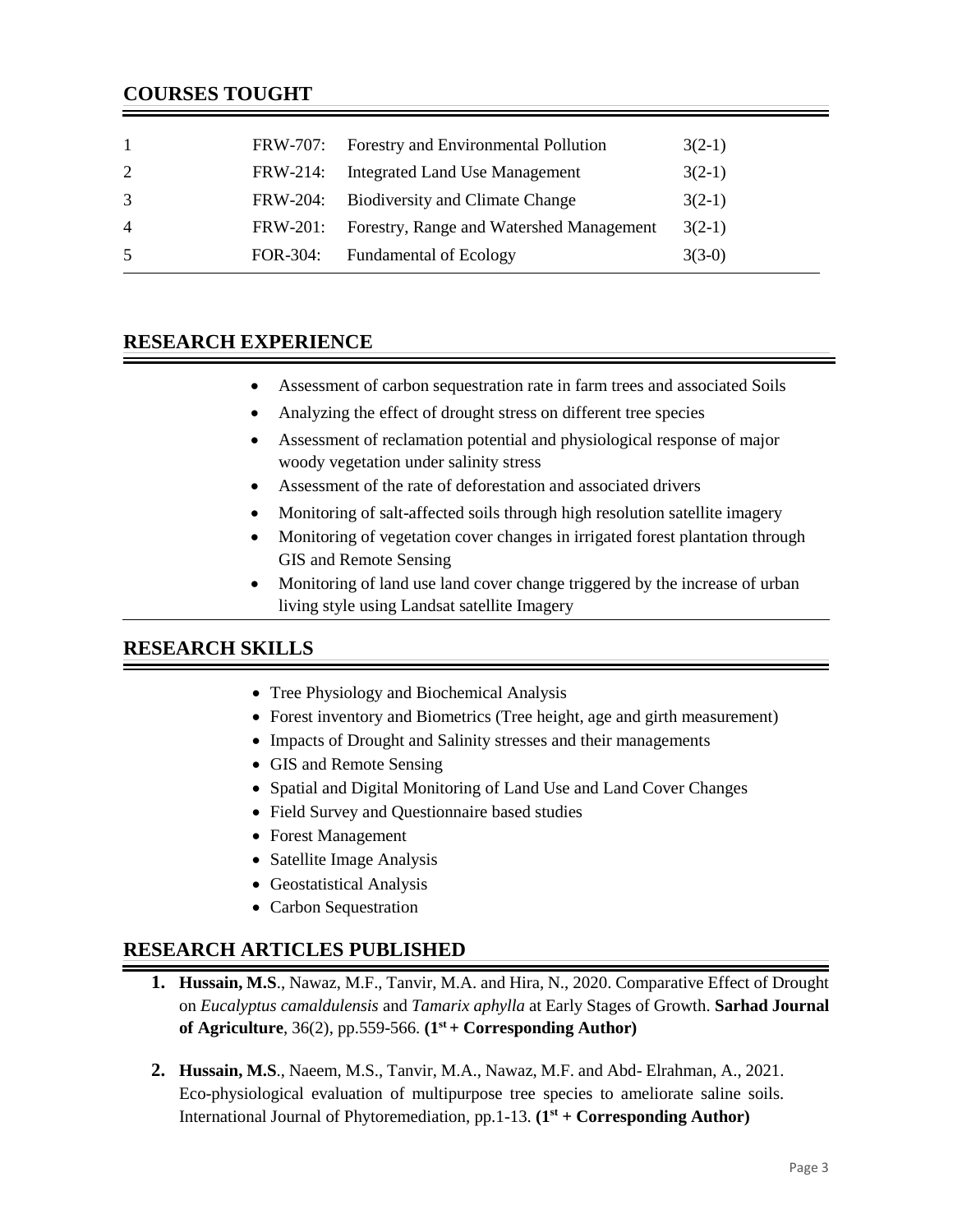## COURSES TOUGHT

| | | | |
|---|---|---|---|
| 1 | FRW-707: | Forestry and Environmental Pollution | 3(2-1) |
| 2 | FRW-214: | Integrated Land Use Management | 3(2-1) |
| 3 | FRW-204: | Biodiversity and Climate Change | 3(2-1) |
| 4 | FRW-201: | Forestry, Range and Watershed Management | 3(2-1) |
| 5 | FOR-304: | Fundamental of Ecology | 3(3-0) |

## RESEARCH EXPERIENCE

- Assessment of carbon sequestration rate in farm trees and associated Soils
- Analyzing the effect of drought stress on different tree species
- Assessment of reclamation potential and physiological response of major woody vegetation under salinity stress
- Assessment of the rate of deforestation and associated drivers
- Monitoring of salt-affected soils through high resolution satellite imagery
- Monitoring of vegetation cover changes in irrigated forest plantation through GIS and Remote Sensing
- Monitoring of land use land cover change triggered by the increase of urban living style using Landsat satellite Imagery

## RESEARCH SKILLS

- Tree Physiology and Biochemical Analysis
- Forest inventory and Biometrics (Tree height, age and girth measurement)
- Impacts of Drought and Salinity stresses and their managements
- GIS and Remote Sensing
- Spatial and Digital Monitoring of Land Use and Land Cover Changes
- Field Survey and Questionnaire based studies
- Forest Management
- Satellite Image Analysis
- Geostatistical Analysis
- Carbon Sequestration

## RESEARCH ARTICLES PUBLISHED

1. **Hussain, M.S**., Nawaz, M.F., Tanvir, M.A. and Hira, N., 2020. Comparative Effect of Drought on *Eucalyptus camaldulensis* and *Tamarix aphylla* at Early Stages of Growth. **Sarhad Journal of Agriculture**, 36(2), pp.559-566. **(1st + Corresponding Author)**

2. **Hussain, M.S**., Naeem, M.S., Tanvir, M.A., Nawaz, M.F. and Abd- Elrahman, A., 2021. Eco-physiological evaluation of multipurpose tree species to ameliorate saline soils. International Journal of Phytoremediation, pp.1-13. **(1st + Corresponding Author)**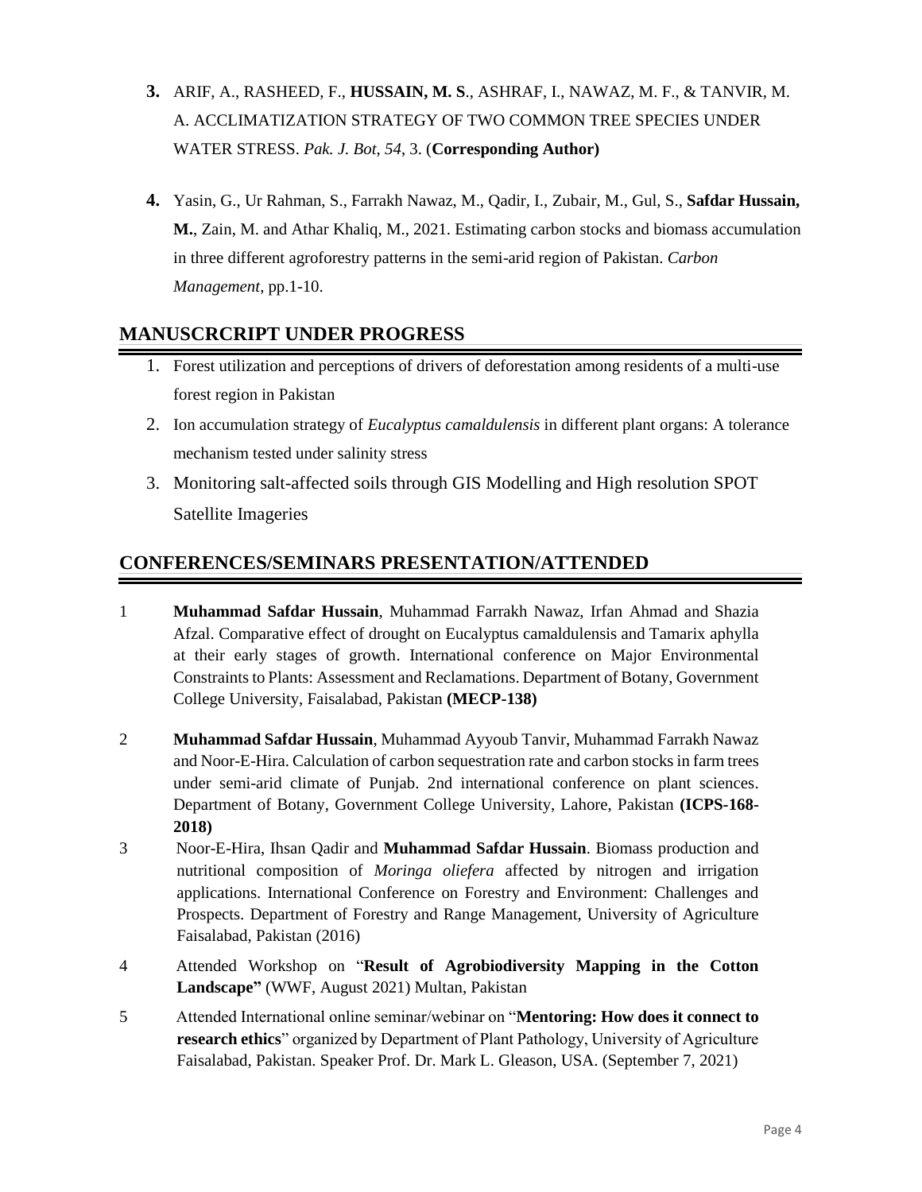3. ARIF, A., RASHEED, F., **HUSSAIN, M. S**., ASHRAF, I., NAWAZ, M. F., & TANVIR, M. A. ACCLIMATIZATION STRATEGY OF TWO COMMON TREE SPECIES UNDER WATER STRESS. *Pak. J. Bot*, *54*, 3. (**Corresponding Author)**

4. Yasin, G., Ur Rahman, S., Farrakh Nawaz, M., Qadir, I., Zubair, M., Gul, S., **Safdar Hussain, M.**, Zain, M. and Athar Khaliq, M., 2021. Estimating carbon stocks and biomass accumulation in three different agroforestry patterns in the semi-arid region of Pakistan. *Carbon Management*, pp.1-10.

## MANUSCRCRIPT UNDER PROGRESS

1. Forest utilization and perceptions of drivers of deforestation among residents of a multi-use forest region in Pakistan
2. Ion accumulation strategy of *Eucalyptus camaldulensis* in different plant organs: A tolerance mechanism tested under salinity stress
3. Monitoring salt-affected soils through GIS Modelling and High resolution SPOT Satellite Imageries

## CONFERENCES/SEMINARS PRESENTATION/ATTENDED

1. **Muhammad Safdar Hussain**, Muhammad Farrakh Nawaz, Irfan Ahmad and Shazia Afzal. Comparative effect of drought on Eucalyptus camaldulensis and Tamarix aphylla at their early stages of growth. International conference on Major Environmental Constraints to Plants: Assessment and Reclamations. Department of Botany, Government College University, Faisalabad, Pakistan **(MECP-138)**

2. **Muhammad Safdar Hussain**, Muhammad Ayyoub Tanvir, Muhammad Farrakh Nawaz and Noor-E-Hira. Calculation of carbon sequestration rate and carbon stocks in farm trees under semi-arid climate of Punjab. 2nd international conference on plant sciences. Department of Botany, Government College University, Lahore, Pakistan **(ICPS-168-2018)**

3. Noor-E-Hira, Ihsan Qadir and **Muhammad Safdar Hussain**. Biomass production and nutritional composition of *Moringa oliefera* affected by nitrogen and irrigation applications. International Conference on Forestry and Environment: Challenges and Prospects. Department of Forestry and Range Management, University of Agriculture Faisalabad, Pakistan (2016)

4. Attended Workshop on "**Result of Agrobiodiversity Mapping in the Cotton Landscape"** (WWF, August 2021) Multan, Pakistan

5. Attended International online seminar/webinar on "**Mentoring: How does it connect to research ethics**" organized by Department of Plant Pathology, University of Agriculture Faisalabad, Pakistan. Speaker Prof. Dr. Mark L. Gleason, USA. (September 7, 2021)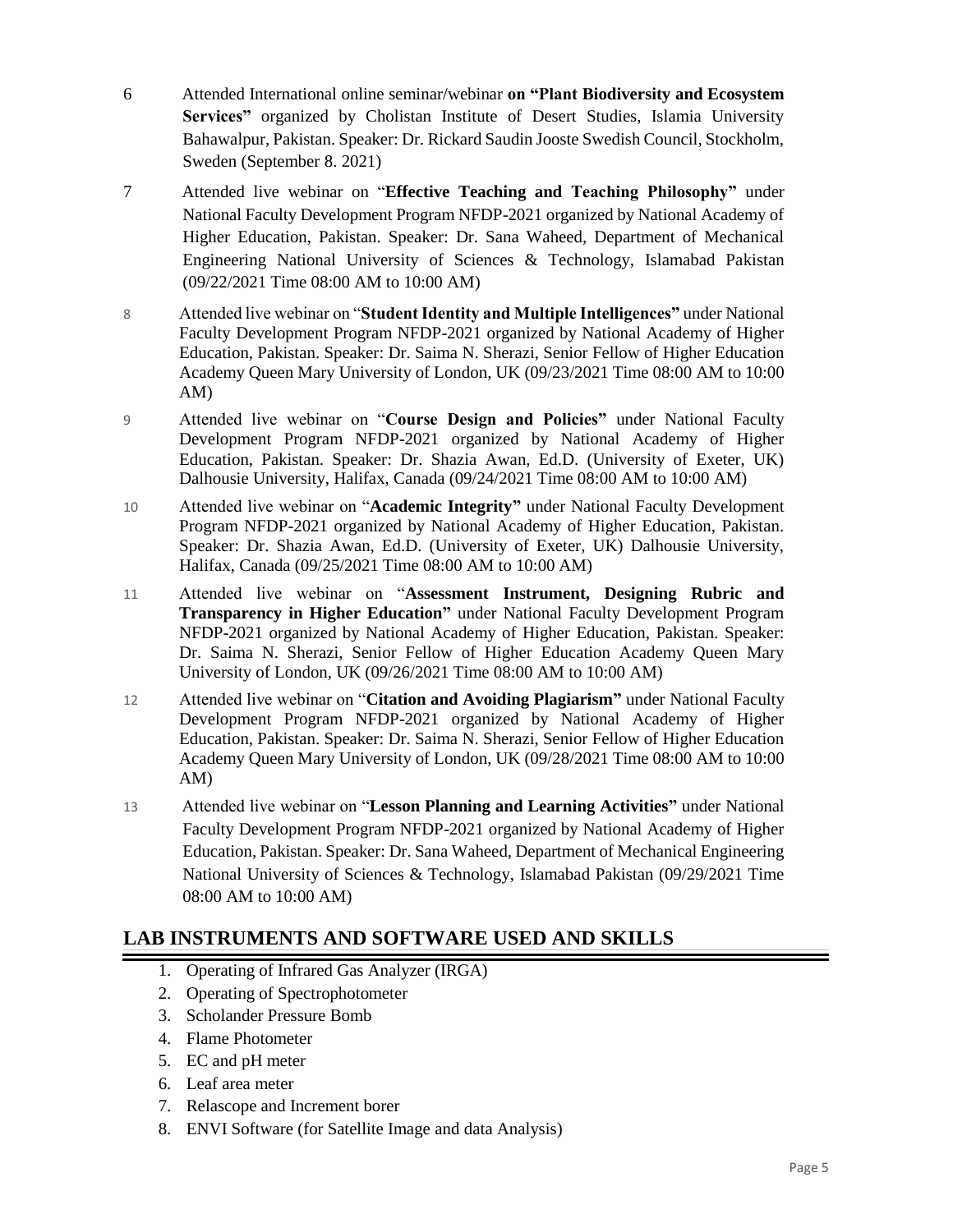6. Attended International online seminar/webinar **on "Plant Biodiversity and Ecosystem Services"** organized by Cholistan Institute of Desert Studies, Islamia University Bahawalpur, Pakistan. Speaker: Dr. Rickard Saudin Jooste Swedish Council, Stockholm, Sweden (September 8. 2021)

7. Attended live webinar on "**Effective Teaching and Teaching Philosophy"** under National Faculty Development Program NFDP-2021 organized by National Academy of Higher Education, Pakistan. Speaker: Dr. Sana Waheed, Department of Mechanical Engineering National University of Sciences & Technology, Islamabad Pakistan (09/22/2021 Time 08:00 AM to 10:00 AM)

8. Attended live webinar on "**Student Identity and Multiple Intelligences"** under National Faculty Development Program NFDP-2021 organized by National Academy of Higher Education, Pakistan. Speaker: Dr. Saima N. Sherazi, Senior Fellow of Higher Education Academy Queen Mary University of London, UK (09/23/2021 Time 08:00 AM to 10:00 AM)

9. Attended live webinar on "**Course Design and Policies"** under National Faculty Development Program NFDP-2021 organized by National Academy of Higher Education, Pakistan. Speaker: Dr. Shazia Awan, Ed.D. (University of Exeter, UK) Dalhousie University, Halifax, Canada (09/24/2021 Time 08:00 AM to 10:00 AM)

10. Attended live webinar on "**Academic Integrity"** under National Faculty Development Program NFDP-2021 organized by National Academy of Higher Education, Pakistan. Speaker: Dr. Shazia Awan, Ed.D. (University of Exeter, UK) Dalhousie University, Halifax, Canada (09/25/2021 Time 08:00 AM to 10:00 AM)

11. Attended live webinar on "**Assessment Instrument, Designing Rubric and Transparency in Higher Education"** under National Faculty Development Program NFDP-2021 organized by National Academy of Higher Education, Pakistan. Speaker: Dr. Saima N. Sherazi, Senior Fellow of Higher Education Academy Queen Mary University of London, UK (09/26/2021 Time 08:00 AM to 10:00 AM)

12. Attended live webinar on "**Citation and Avoiding Plagiarism"** under National Faculty Development Program NFDP-2021 organized by National Academy of Higher Education, Pakistan. Speaker: Dr. Saima N. Sherazi, Senior Fellow of Higher Education Academy Queen Mary University of London, UK (09/28/2021 Time 08:00 AM to 10:00 AM)

13. Attended live webinar on "**Lesson Planning and Learning Activities"** under National Faculty Development Program NFDP-2021 organized by National Academy of Higher Education, Pakistan. Speaker: Dr. Sana Waheed, Department of Mechanical Engineering National University of Sciences & Technology, Islamabad Pakistan (09/29/2021 Time 08:00 AM to 10:00 AM)

## LAB INSTRUMENTS AND SOFTWARE USED AND SKILLS

1. Operating of Infrared Gas Analyzer (IRGA)
2. Operating of Spectrophotometer
3. Scholander Pressure Bomb
4. Flame Photometer
5. EC and pH meter
6. Leaf area meter
7. Relascope and Increment borer
8. ENVI Software (for Satellite Image and data Analysis)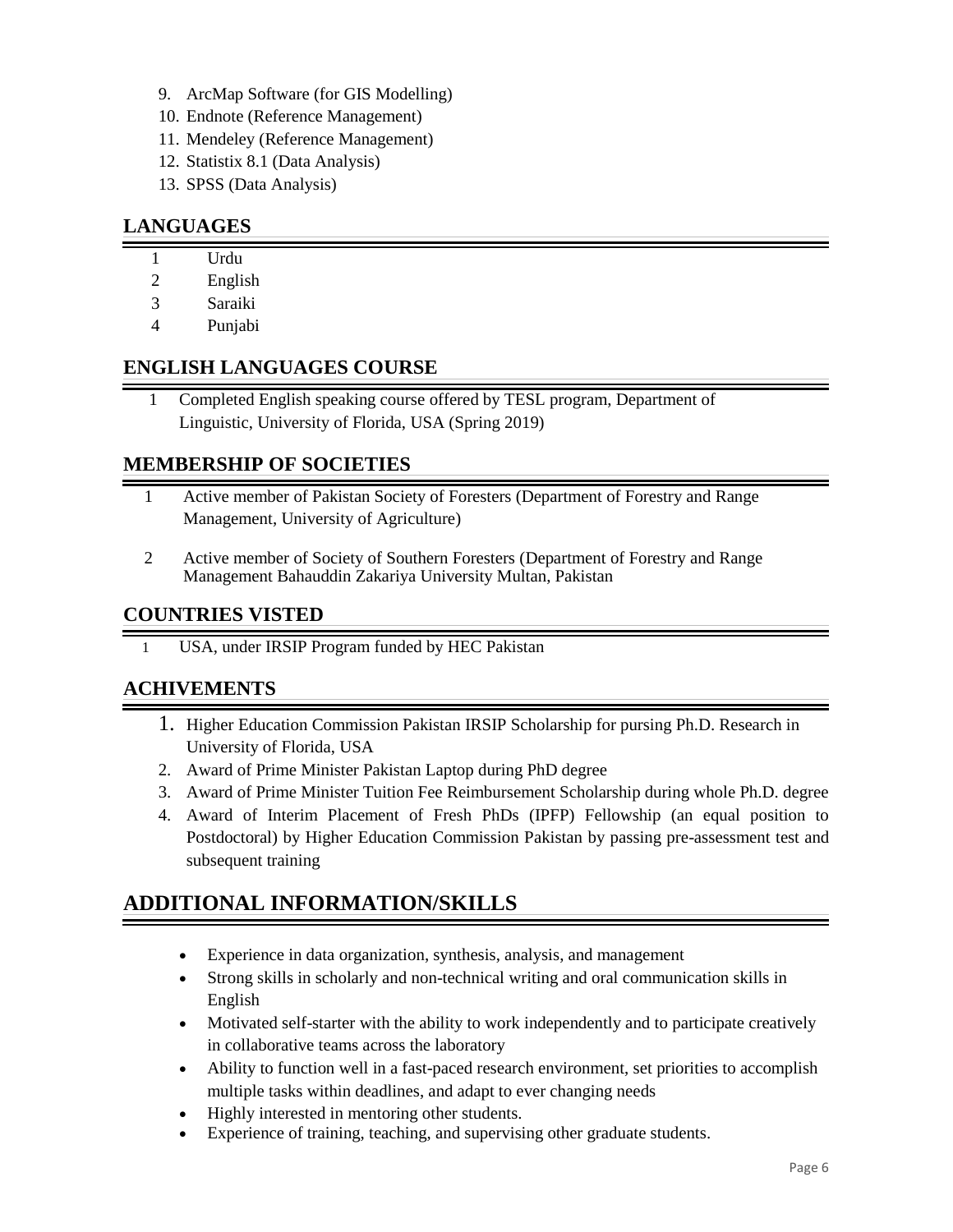9. ArcMap Software (for GIS Modelling)
10. Endnote (Reference Management)
11. Mendeley (Reference Management)
12. Statistix 8.1 (Data Analysis)
13. SPSS (Data Analysis)

## LANGUAGES

1. Urdu
2. English
3. Saraiki
4. Punjabi

## ENGLISH LANGUAGES COURSE

1. Completed English speaking course offered by TESL program, Department of Linguistic, University of Florida, USA (Spring 2019)

## MEMBERSHIP OF SOCIETIES

1. Active member of Pakistan Society of Foresters (Department of Forestry and Range Management, University of Agriculture)
2. Active member of Society of Southern Foresters (Department of Forestry and Range Management Bahauddin Zakariya University Multan, Pakistan

## COUNTRIES VISTED

1. USA, under IRSIP Program funded by HEC Pakistan

## ACHIVEMENTS

1. Higher Education Commission Pakistan IRSIP Scholarship for pursing Ph.D. Research in University of Florida, USA
2. Award of Prime Minister Pakistan Laptop during PhD degree
3. Award of Prime Minister Tuition Fee Reimbursement Scholarship during whole Ph.D. degree
4. Award of Interim Placement of Fresh PhDs (IPFP) Fellowship (an equal position to Postdoctoral) by Higher Education Commission Pakistan by passing pre-assessment test and subsequent training

## ADDITIONAL INFORMATION/SKILLS

- Experience in data organization, synthesis, analysis, and management
- Strong skills in scholarly and non-technical writing and oral communication skills in English
- Motivated self-starter with the ability to work independently and to participate creatively in collaborative teams across the laboratory
- Ability to function well in a fast-paced research environment, set priorities to accomplish multiple tasks within deadlines, and adapt to ever changing needs
- Highly interested in mentoring other students.
- Experience of training, teaching, and supervising other graduate students.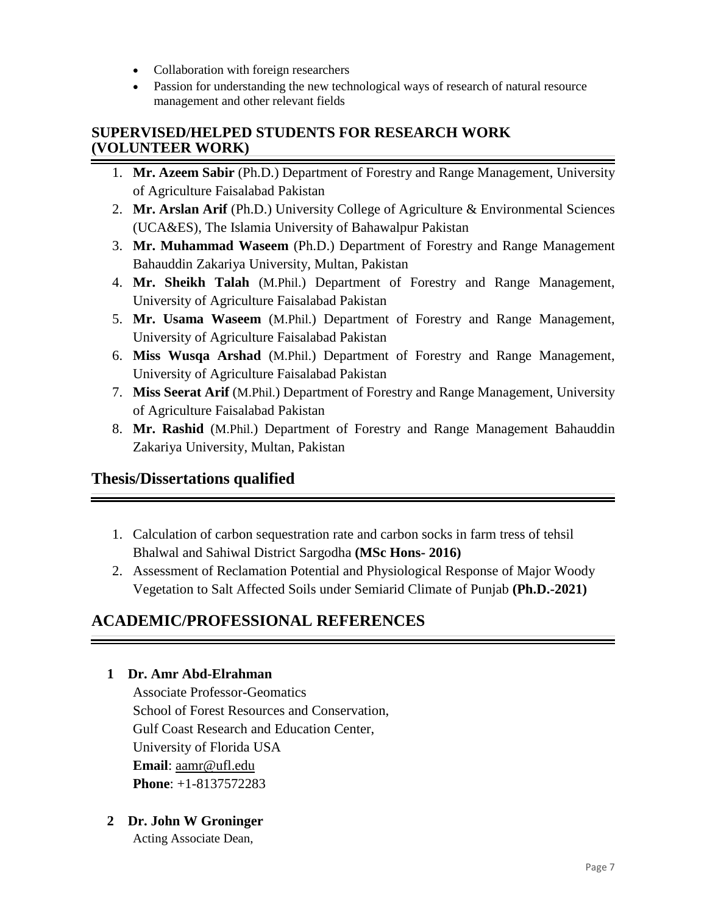- Collaboration with foreign researchers
- Passion for understanding the new technological ways of research of natural resource management and other relevant fields

## SUPERVISED/HELPED STUDENTS FOR RESEARCH WORK (VOLUNTEER WORK)

1. **Mr. Azeem Sabir** (Ph.D.) Department of Forestry and Range Management, University of Agriculture Faisalabad Pakistan
2. **Mr. Arslan Arif** (Ph.D.) University College of Agriculture & Environmental Sciences (UCA&ES), The Islamia University of Bahawalpur Pakistan
3. **Mr. Muhammad Waseem** (Ph.D.) Department of Forestry and Range Management Bahauddin Zakariya University, Multan, Pakistan
4. **Mr. Sheikh Talah** (M.Phil.) Department of Forestry and Range Management, University of Agriculture Faisalabad Pakistan
5. **Mr. Usama Waseem** (M.Phil.) Department of Forestry and Range Management, University of Agriculture Faisalabad Pakistan
6. **Miss Wusqa Arshad** (M.Phil.) Department of Forestry and Range Management, University of Agriculture Faisalabad Pakistan
7. **Miss Seerat Arif** (M.Phil.) Department of Forestry and Range Management, University of Agriculture Faisalabad Pakistan
8. **Mr. Rashid** (M.Phil.) Department of Forestry and Range Management Bahauddin Zakariya University, Multan, Pakistan

## Thesis/Dissertations qualified

1. Calculation of carbon sequestration rate and carbon socks in farm tress of tehsil Bhalwal and Sahiwal District Sargodha **(MSc Hons- 2016)**
2. Assessment of Reclamation Potential and Physiological Response of Major Woody Vegetation to Salt Affected Soils under Semiarid Climate of Punjab **(Ph.D.-2021)**

## ACADEMIC/PROFESSIONAL REFERENCES

**1 Dr. Amr Abd-Elrahman**

Associate Professor-Geomatics
School of Forest Resources and Conservation,
Gulf Coast Research and Education Center,
University of Florida USA
**Email**: aamr@ufl.edu
**Phone**: +1-8137572283

**2 Dr. John W Groninger**

Acting Associate Dean,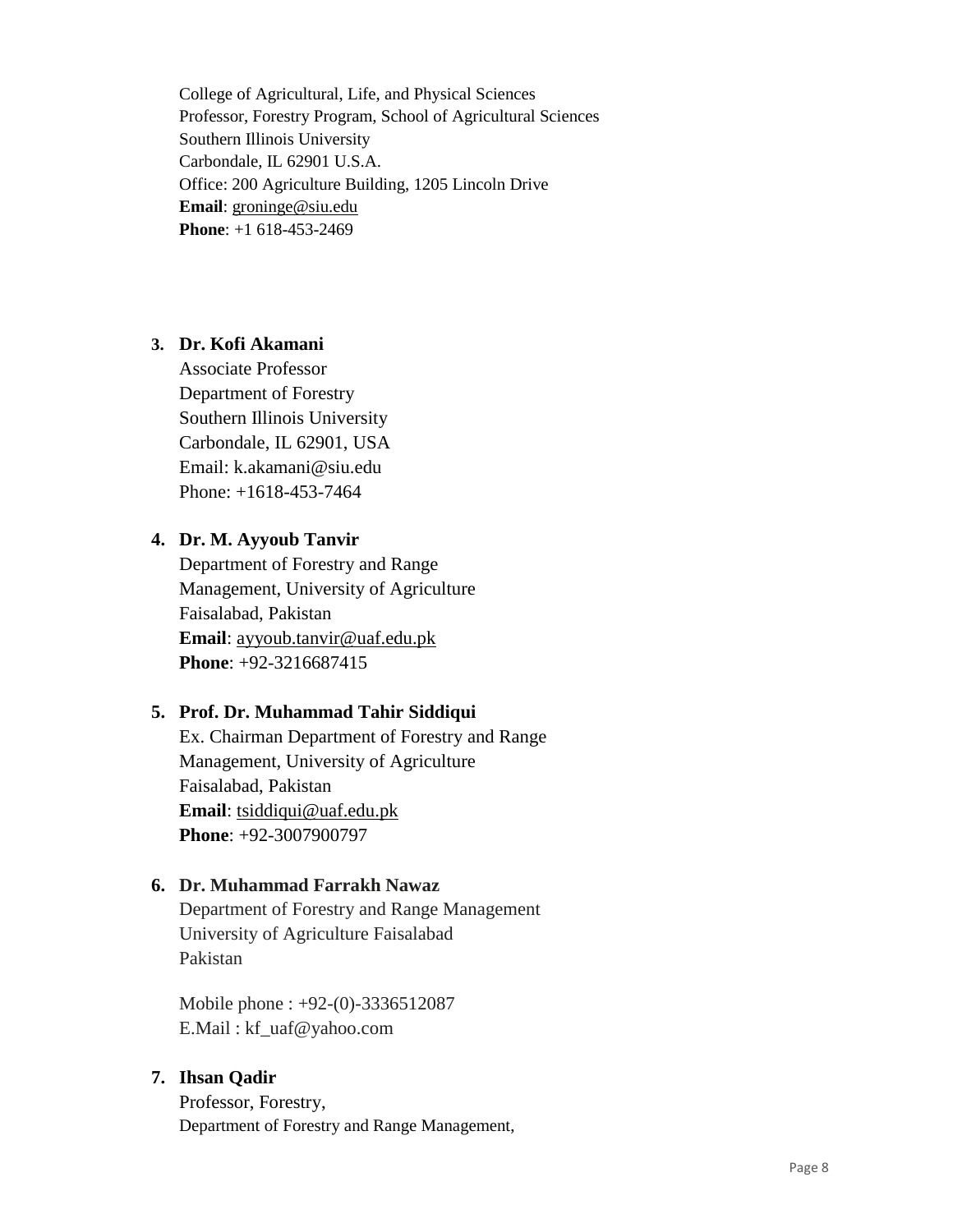College of Agricultural, Life, and Physical Sciences  
Professor, Forestry Program, School of Agricultural Sciences  
Southern Illinois University  
Carbondale, IL 62901 U.S.A.  
Office: 200 Agriculture Building, 1205 Lincoln Drive  
**Email**: groninge@siu.edu  
**Phone**: +1 618-453-2469

3. **Dr. Kofi Akamani**  
   Associate Professor  
   Department of Forestry  
   Southern Illinois University  
   Carbondale, IL 62901, USA  
   Email: k.akamani@siu.edu  
   Phone: +1618-453-7464

4. **Dr. M. Ayyoub Tanvir**  
   Department of Forestry and Range Management, University of Agriculture Faisalabad, Pakistan  
   **Email**: ayyoub.tanvir@uaf.edu.pk  
   **Phone**: +92-3216687415

5. **Prof. Dr. Muhammad Tahir Siddiqui**  
   Ex. Chairman Department of Forestry and Range Management, University of Agriculture Faisalabad, Pakistan  
   **Email**: tsiddiqui@uaf.edu.pk  
   **Phone**: +92-3007900797

6. **Dr. Muhammad Farrakh Nawaz**  
   Department of Forestry and Range Management  
   University of Agriculture Faisalabad  
   Pakistan

   Mobile phone : +92-(0)-3336512087  
   E.Mail : kf_uaf@yahoo.com

7. **Ihsan Qadir**  
   Professor, Forestry,  
   Department of Forestry and Range Management,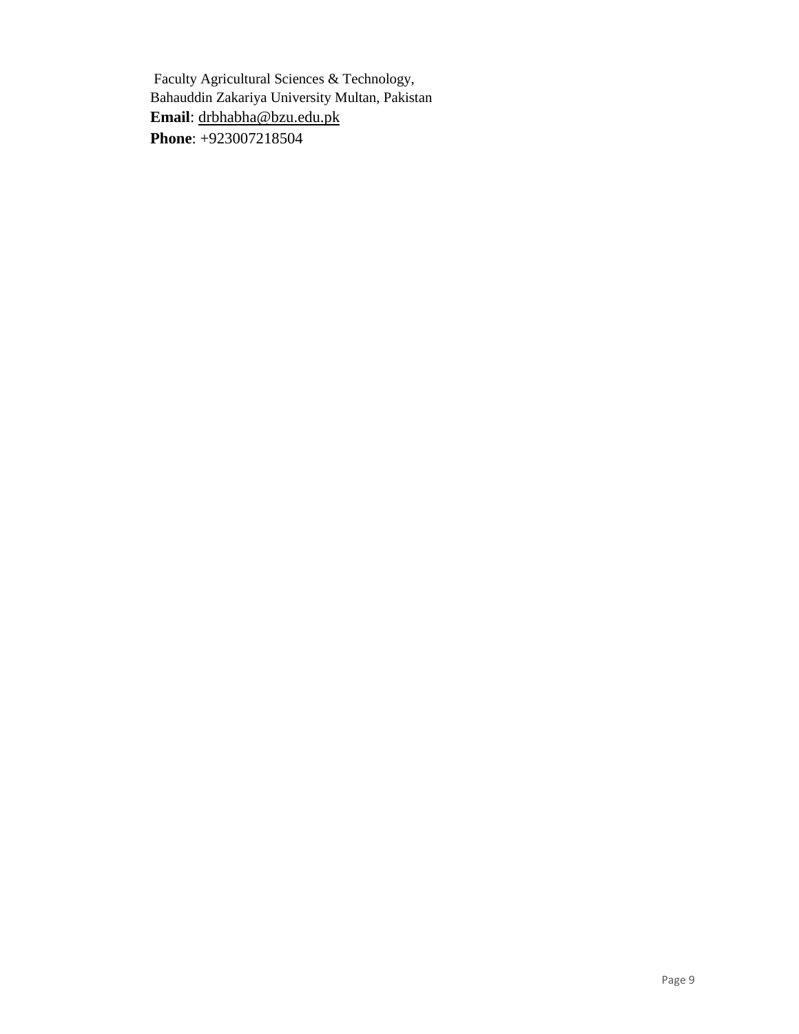Faculty Agricultural Sciences & Technology,
Bahauddin Zakariya University Multan, Pakistan
**Email**: drbhabha@bzu.edu.pk
**Phone**: +923007218504